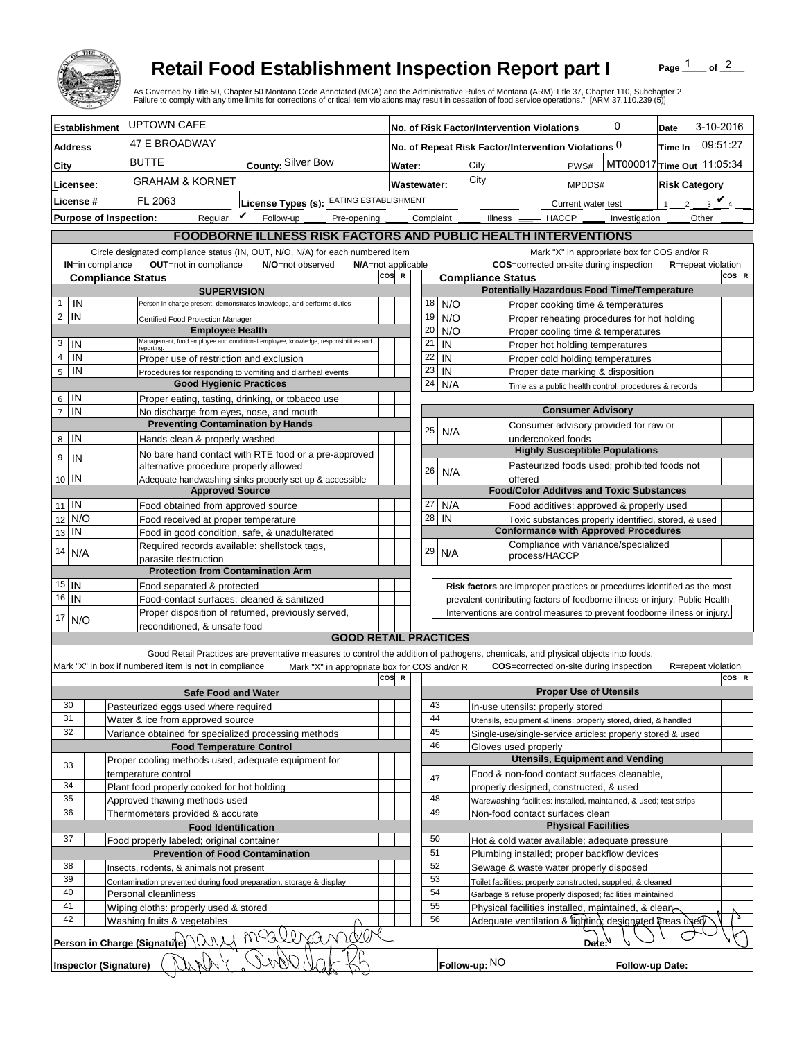# Retail Food Establishment Inspection Report part I

As Governed by Title 50, Chapter 50 Montana Code Annotated (MCA) and the Administrative Rules of Montana (ARM):Title 37, Chapter 110, Subchapter 2
Failure to comply with any time limits for corrections of critical item violations may result in cessation of food service operations." [ARM 37.110.239 (5)]

| | | | |
|---|---|---|---|
| **Establishment** UPTOWN CAFE | | **No. of Risk Factor/Intervention Violations** 0 | **Date** 3-10-2016 |
| **Address** 47 E BROADWAY | | **No. of Repeat Risk Factor/Intervention Violations** 0 | **Time In** 09:51:27 |
| **City** BUTTE | **County:** Silver Bow | **Water:** City PWS# MT000017 | **Time Out** 11:05:34 |
| **Licensee:** GRAHAM & KORNET | | **Wastewater:** City MPDDS# | **Risk Category** |
| **License #** FL 2063 | **License Types (s):** EATING ESTABLISHMENT | Current water test | 1 2 3 ✔ 4 |

**Purpose of Inspection:** Regular ✔ Follow-up ___ Pre-opening ___ Complaint ___ Illness ___ HACCP ___ Investigation ___ Other ___

## FOODBORNE ILLNESS RISK FACTORS AND PUBLIC HEALTH INTERVENTIONS

Circle designated compliance status (IN, OUT, N/O, N/A) for each numbered item
**IN**=in compliance **OUT**=not in compliance **N/O**=not observed **N/A**=not applicable

Mark "X" in appropriate box for COS and/or R
**COS**=corrected on-site during inspection **R**=repeat violation

| # | Compliance Status | Item | COS | R |
|---|---|---|---|---|
| | | **SUPERVISION** | | |
| 1 | IN | Person in charge present, demonstrates knowledge, and performs duties | | |
| 2 | IN | Certified Food Protection Manager | | |
| | | **Employee Health** | | |
| 3 | IN | Management, food employee and conditional employee, knowledge, responsibilities and reporting. | | |
| 4 | IN | Proper use of restriction and exclusion | | |
| 5 | IN | Procedures for responding to vomiting and diarrheal events | | |
| | | **Good Hygienic Practices** | | |
| 6 | IN | Proper eating, tasting, drinking, or tobacco use | | |
| 7 | IN | No discharge from eyes, nose, and mouth | | |
| | | **Preventing Contamination by Hands** | | |
| 8 | IN | Hands clean & properly washed | | |
| 9 | IN | No bare hand contact with RTE food or a pre-approved alternative procedure properly allowed | | |
| 10 | IN | Adequate handwashing sinks properly set up & accessible | | |
| | | **Approved Source** | | |
| 11 | IN | Food obtained from approved source | | |
| 12 | N/O | Food received at proper temperature | | |
| 13 | IN | Food in good condition, safe, & unadulterated | | |
| 14 | N/A | Required records available: shellstock tags, parasite destruction | | |
| | | **Protection from Contamination Arm** | | |
| 15 | IN | Food separated & protected | | |
| 16 | IN | Food-contact surfaces: cleaned & sanitized | | |
| 17 | N/O | Proper disposition of returned, previously served, reconditioned, & unsafe food | | |
| | | **Potentially Hazardous Food Time/Temperature** | | |
| 18 | N/O | Proper cooking time & temperatures | | |
| 19 | N/O | Proper reheating procedures for hot holding | | |
| 20 | N/O | Proper cooling time & temperatures | | |
| 21 | IN | Proper hot holding temperatures | | |
| 22 | IN | Proper cold holding temperatures | | |
| 23 | IN | Proper date marking & disposition | | |
| 24 | N/A | Time as a public health control: procedures & records | | |
| | | **Consumer Advisory** | | |
| 25 | N/A | Consumer advisory provided for raw or undercooked foods | | |
| | | **Highly Susceptible Populations** | | |
| 26 | N/A | Pasteurized foods used; prohibited foods not offered | | |
| | | **Food/Color Additves and Toxic Substances** | | |
| 27 | N/A | Food additives: approved & properly used | | |
| 28 | IN | Toxic substances properly identified, stored, & used | | |
| | | **Conformance with Approved Procedures** | | |
| 29 | N/A | Compliance with variance/specialized process/HACCP | | |

**Risk factors** are improper practices or procedures identified as the most prevalent contributing factors of foodborne illness or injury. Public Health Interventions are control measures to prevent foodborne illness or injury.

## GOOD RETAIL PRACTICES

Good Retail Practices are preventative measures to control the addition of pathogens, chemicals, and physical objects into foods.
Mark "X" in box if numbered item is **not** in compliance. Mark "X" in appropriate box for COS and/or R. **COS**=corrected on-site during inspection **R**=repeat violation

| # | X | Item | COS | R |
|---|---|---|---|---|
| | | **Safe Food and Water** | | |
| 30 | | Pasteurized eggs used where required | | |
| 31 | | Water & ice from approved source | | |
| 32 | | Variance obtained for specialized processing methods | | |
| | | **Food Temperature Control** | | |
| 33 | | Proper cooling methods used; adequate equipment for temperature control | | |
| 34 | | Plant food properly cooked for hot holding | | |
| 35 | | Approved thawing methods used | | |
| 36 | | Thermometers provided & accurate | | |
| | | **Food Identification** | | |
| 37 | | Food properly labeled; original container | | |
| | | **Prevention of Food Contamination** | | |
| 38 | | Insects, rodents, & animals not present | | |
| 39 | | Contamination prevented during food preparation, storage & display | | |
| 40 | | Personal cleanliness | | |
| 41 | | Wiping cloths: properly used & stored | | |
| 42 | | Washing fruits & vegetables | | |
| | | **Proper Use of Utensils** | | |
| 43 | | In-use utensils: properly stored | | |
| 44 | | Utensils, equipment & linens: properly stored, dried, & handled | | |
| 45 | | Single-use/single-service articles: properly stored & used | | |
| 46 | | Gloves used properly | | |
| | | **Utensils, Equipment and Vending** | | |
| 47 | | Food & non-food contact surfaces cleanable, properly designed, constructed, & used | | |
| 48 | | Warewashing facilities: installed, maintained, & used; test strips | | |
| 49 | | Non-food contact surfaces clean | | |
| | | **Physical Facilities** | | |
| 50 | | Hot & cold water available; adequate pressure | | |
| 51 | | Plumbing installed; proper backflow devices | | |
| 52 | | Sewage & waste water properly disposed | | |
| 53 | | Toilet facilities: properly constructed, supplied, & cleaned | | |
| 54 | | Garbage & refuse properly disposed; facilities maintained | | |
| 55 | | Physical facilities installed, maintained, & clean | | |
| 56 | | Adequate ventilation & lighting; designated areas used | | |

**Person in Charge (Signature)** Mary McAlexander **Date:** 3-10-2016

**Inspector (Signature)** [signature] **Follow-up:** NO **Follow-up Date:**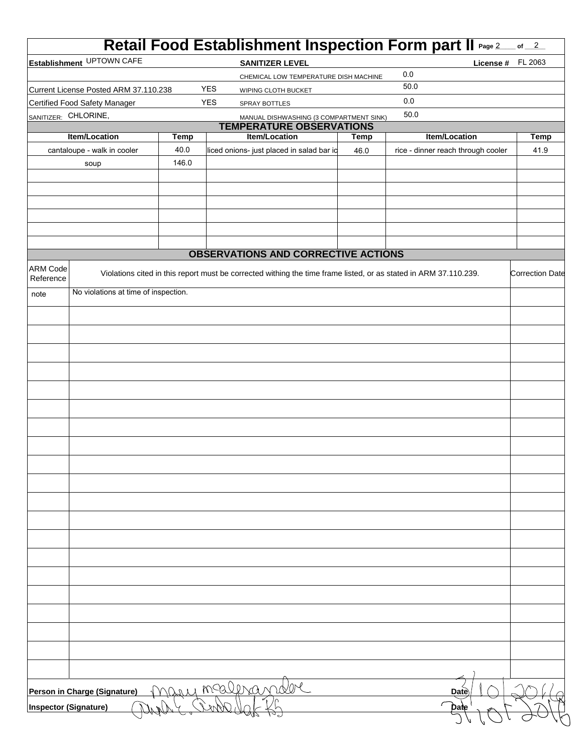# Retail Food Establishment Inspection Form part II

Page 2 of 2

| | | | |
|---|---|---|---|
| Establishment: UPTOWN CAFE | | SANITIZER LEVEL | License # FL 2063 |
| | | CHEMICAL LOW TEMPERATURE DISH MACHINE | 0.0 |
| Current License Posted ARM 37.110.238 | YES | WIPING CLOTH BUCKET | 50.0 |
| Certified Food Safety Manager | YES | SPRAY BOTTLES | 0.0 |
| SANITIZER: CHLORINE, | | MANUAL DISHWASHING (3 COMPARTMENT SINK) | 50.0 |

## TEMPERATURE OBSERVATIONS

| Item/Location | Temp | Item/Location | Temp | Item/Location | Temp |
|---|---|---|---|---|---|
| cantaloupe - walk in cooler | 40.0 | liced onions- just placed in salad bar ic | 46.0 | rice - dinner reach through cooler | 41.9 |
| soup | 146.0 | | | | |

## OBSERVATIONS AND CORRECTIVE ACTIONS

| ARM Code Reference | Violations cited in this report must be corrected withing the time frame listed, or as stated in ARM 37.110.239. | Correction Date |
|---|---|---|
| note | No violations at time of inspection. | |

Person in Charge (Signature): Mary mcalexander Date: 3/10/2016

Inspector (Signature): [signature] RS Date: 3/10/2016